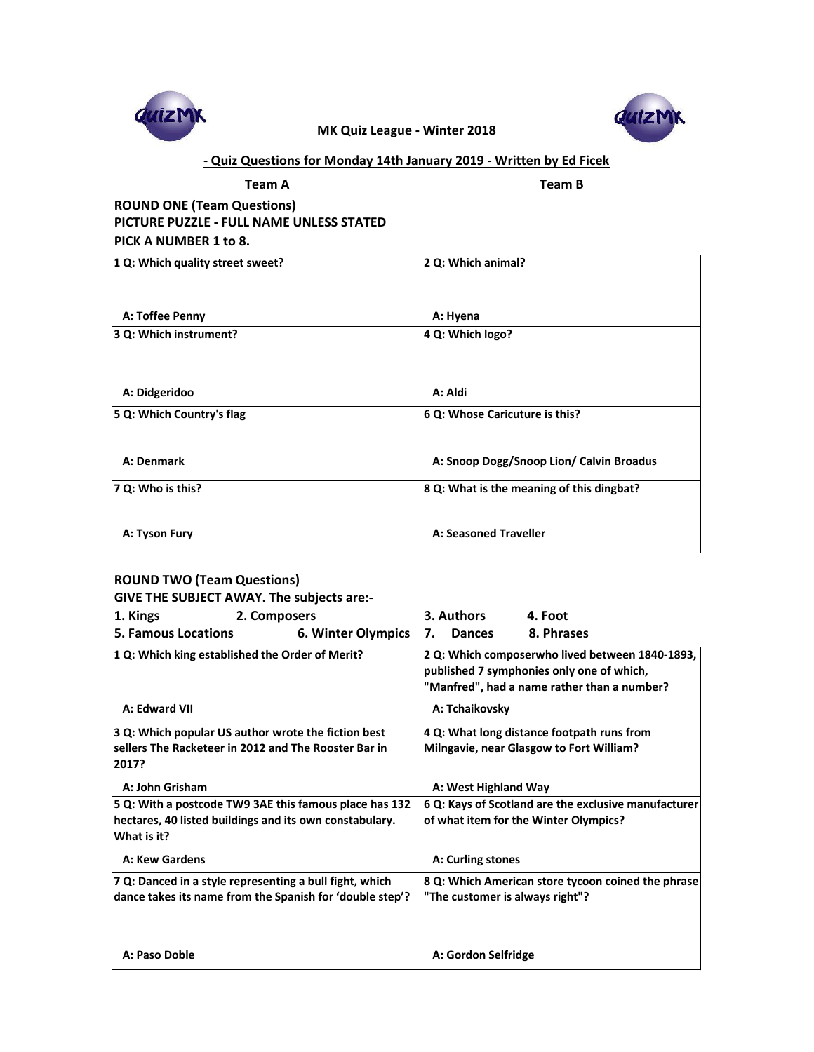## MK Quiz League - Winter 2018

**- Quiz Questions for Monday 14th January 2019 - Written by Ed Ficek**

**Team A** | **Team B**

### ROUND ONE (Team Questions)

**PICTURE PUZZLE - FULL NAME UNLESS STATED**

**PICK A NUMBER 1 to 8.**

| | |
|---|---|
| **1 Q: Which quality street sweet?**<br><br>**A: Toffee Penny** | **2 Q: Which animal?**<br><br>**A: Hyena** |
| **3 Q: Which instrument?**<br><br>**A: Didgeridoo** | **4 Q: Which logo?**<br><br>**A: Aldi** |
| **5 Q: Which Country's flag**<br><br>**A: Denmark** | **6 Q: Whose Caricuture is this?**<br><br>**A: Snoop Dogg/Snoop Lion/ Calvin Broadus** |
| **7 Q: Who is this?**<br><br>**A: Tyson Fury** | **8 Q: What is the meaning of this dingbat?**<br><br>**A: Seasoned Traveller** |

### ROUND TWO (Team Questions)

**GIVE THE SUBJECT AWAY. The subjects are:-**

**1. Kings** **2. Composers** **3. Authors** **4. Foot**
**5. Famous Locations** **6. Winter Olympics** **7. Dances** **8. Phrases**

| | |
|---|---|
| **1 Q: Which king established the Order of Merit?**<br><br>**A: Edward VII** | **2 Q: Which composerwho lived between 1840-1893, published 7 symphonies only one of which, "Manfred", had a name rather than a number?**<br><br>**A: Tchaikovsky** |
| **3 Q: Which popular US author wrote the fiction best sellers The Racketeer in 2012 and The Rooster Bar in 2017?**<br><br>**A: John Grisham** | **4 Q: What long distance footpath runs from Milngavie, near Glasgow to Fort William?**<br><br>**A: West Highland Way** |
| **5 Q: With a postcode TW9 3AE this famous place has 132 hectares, 40 listed buildings and its own constabulary. What is it?**<br><br>**A: Kew Gardens** | **6 Q: Kays of Scotland are the exclusive manufacturer of what item for the Winter Olympics?**<br><br>**A: Curling stones** |
| **7 Q: Danced in a style representing a bull fight, which dance takes its name from the Spanish for 'double step'?**<br><br>**A: Paso Doble** | **8 Q: Which American store tycoon coined the phrase "The customer is always right"?**<br><br>**A: Gordon Selfridge** |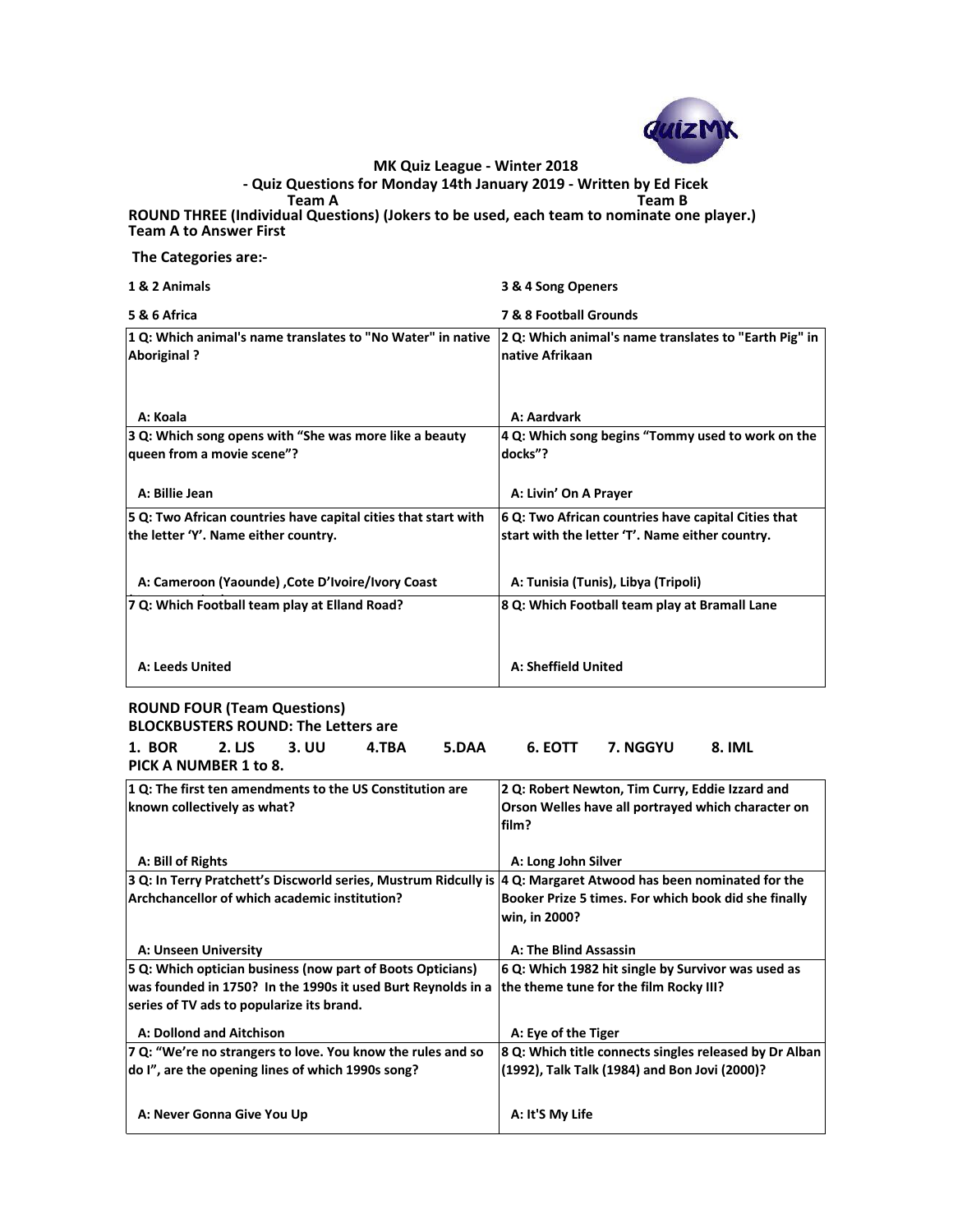**MK Quiz League - Winter 2018**
**- Quiz Questions for Monday 14th January 2019 - Written by Ed Ficek**

**Team A** **Team B**

**ROUND THREE (Individual Questions) (Jokers to be used, each team to nominate one player.)**
**Team A to Answer First**

**The Categories are:-**

| | |
|---|---|
| **1 & 2 Animals** | **3 & 4 Song Openers** |
| **5 & 6 Africa** | **7 & 8 Football Grounds** |

| | |
|---|---|
| **1 Q: Which animal's name translates to "No Water" in native Aboriginal ?**<br><br>**A: Koala** | **2 Q: Which animal's name translates to "Earth Pig" in native Afrikaan**<br><br>**A: Aardvark** |
| **3 Q: Which song opens with "She was more like a beauty queen from a movie scene"?**<br><br>**A: Billie Jean** | **4 Q: Which song begins "Tommy used to work on the docks"?**<br><br>**A: Livin' On A Prayer** |
| **5 Q: Two African countries have capital cities that start with the letter 'Y'. Name either country.**<br><br>**A: Cameroon (Yaounde) ,Cote D'Ivoire/Ivory Coast** | **6 Q: Two African countries have capital Cities that start with the letter 'T'. Name either country.**<br><br>**A: Tunisia (Tunis), Libya (Tripoli)** |
| **7 Q: Which Football team play at Elland Road?**<br><br>**A: Leeds United** | **8 Q: Which Football team play at Bramall Lane**<br><br>**A: Sheffield United** |

**ROUND FOUR (Team Questions)**
**BLOCKBUSTERS ROUND: The Letters are**

**1. BOR 2. LJS 3. UU 4.TBA 5.DAA 6. EOTT 7. NGGYU 8. IML**

**PICK A NUMBER 1 to 8.**

| | |
|---|---|
| **1 Q: The first ten amendments to the US Constitution are known collectively as what?**<br><br>**A: Bill of Rights** | **2 Q: Robert Newton, Tim Curry, Eddie Izzard and Orson Welles have all portrayed which character on film?**<br><br>**A: Long John Silver** |
| **3 Q: In Terry Pratchett's Discworld series, Mustrum Ridcully is Archchancellor of which academic institution?**<br><br>**A: Unseen University** | **4 Q: Margaret Atwood has been nominated for the Booker Prize 5 times. For which book did she finally win, in 2000?**<br><br>**A: The Blind Assassin** |
| **5 Q: Which optician business (now part of Boots Opticians) was founded in 1750? In the 1990s it used Burt Reynolds in a series of TV ads to popularize its brand.**<br><br>**A: Dollond and Aitchison** | **6 Q: Which 1982 hit single by Survivor was used as the theme tune for the film Rocky III?**<br><br>**A: Eye of the Tiger** |
| **7 Q: "We're no strangers to love. You know the rules and so do I", are the opening lines of which 1990s song?**<br><br>**A: Never Gonna Give You Up** | **8 Q: Which title connects singles released by Dr Alban (1992), Talk Talk (1984) and Bon Jovi (2000)?**<br><br>**A: It'S My Life** |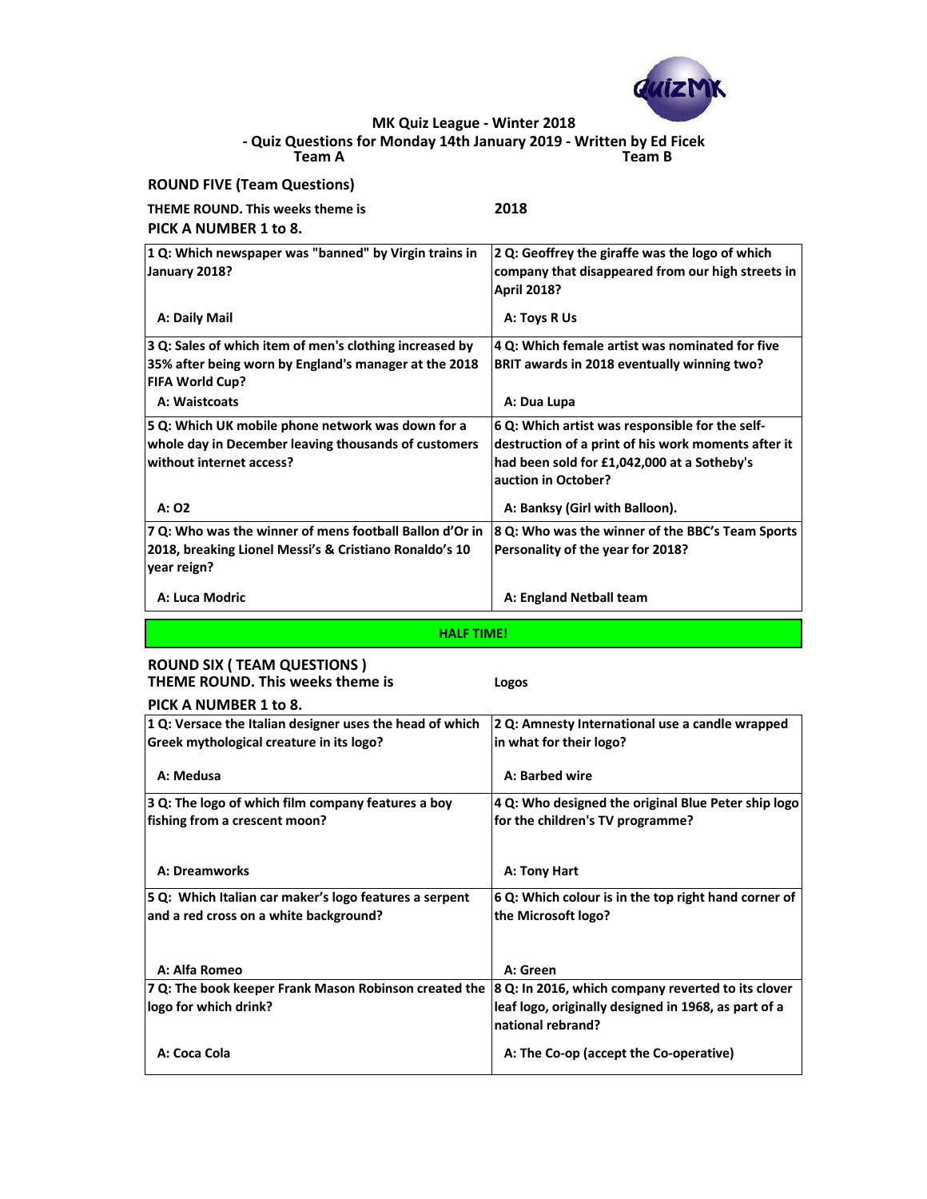**MK Quiz League - Winter 2018**
**- Quiz Questions for Monday 14th January 2019 - Written by Ed Ficek**

**Team A** | **Team B**

## ROUND FIVE (Team Questions)

**THEME ROUND. This weeks theme is** **2018**

**PICK A NUMBER 1 to 8.**

| Team A | Team B |
|---|---|
| **1 Q: Which newspaper was "banned" by Virgin trains in January 2018?**<br><br>**A: Daily Mail** | **2 Q: Geoffrey the giraffe was the logo of which company that disappeared from our high streets in April 2018?**<br><br>**A: Toys R Us** |
| **3 Q: Sales of which item of men's clothing increased by 35% after being worn by England's manager at the 2018 FIFA World Cup?**<br><br>**A: Waistcoats** | **4 Q: Which female artist was nominated for five BRIT awards in 2018 eventually winning two?**<br><br>**A: Dua Lupa** |
| **5 Q: Which UK mobile phone network was down for a whole day in December leaving thousands of customers without internet access?**<br><br>**A: O2** | **6 Q: Which artist was responsible for the self-destruction of a print of his work moments after it had been sold for £1,042,000 at a Sotheby's auction in October?**<br><br>**A: Banksy (Girl with Balloon).** |
| **7 Q: Who was the winner of mens football Ballon d'Or in 2018, breaking Lionel Messi's & Cristiano Ronaldo's 10 year reign?**<br><br>**A: Luca Modric** | **8 Q: Who was the winner of the BBC's Team Sports Personality of the year for 2018?**<br><br>**A: England Netball team** |

**HALF TIME!**

## ROUND SIX ( TEAM QUESTIONS )

**THEME ROUND. This weeks theme is** **Logos**

**PICK A NUMBER 1 to 8.**

| Team A | Team B |
|---|---|
| **1 Q: Versace the Italian designer uses the head of which Greek mythological creature in its logo?**<br><br>**A: Medusa** | **2 Q: Amnesty International use a candle wrapped in what for their logo?**<br><br>**A: Barbed wire** |
| **3 Q: The logo of which film company features a boy fishing from a crescent moon?**<br><br>**A: Dreamworks** | **4 Q: Who designed the original Blue Peter ship logo for the children's TV programme?**<br><br>**A: Tony Hart** |
| **5 Q: Which Italian car maker's logo features a serpent and a red cross on a white background?**<br><br>**A: Alfa Romeo** | **6 Q: Which colour is in the top right hand corner of the Microsoft logo?**<br><br>**A: Green** |
| **7 Q: The book keeper Frank Mason Robinson created the logo for which drink?**<br><br>**A: Coca Cola** | **8 Q: In 2016, which company reverted to its clover leaf logo, originally designed in 1968, as part of a national rebrand?**<br><br>**A: The Co-op (accept the Co-operative)** |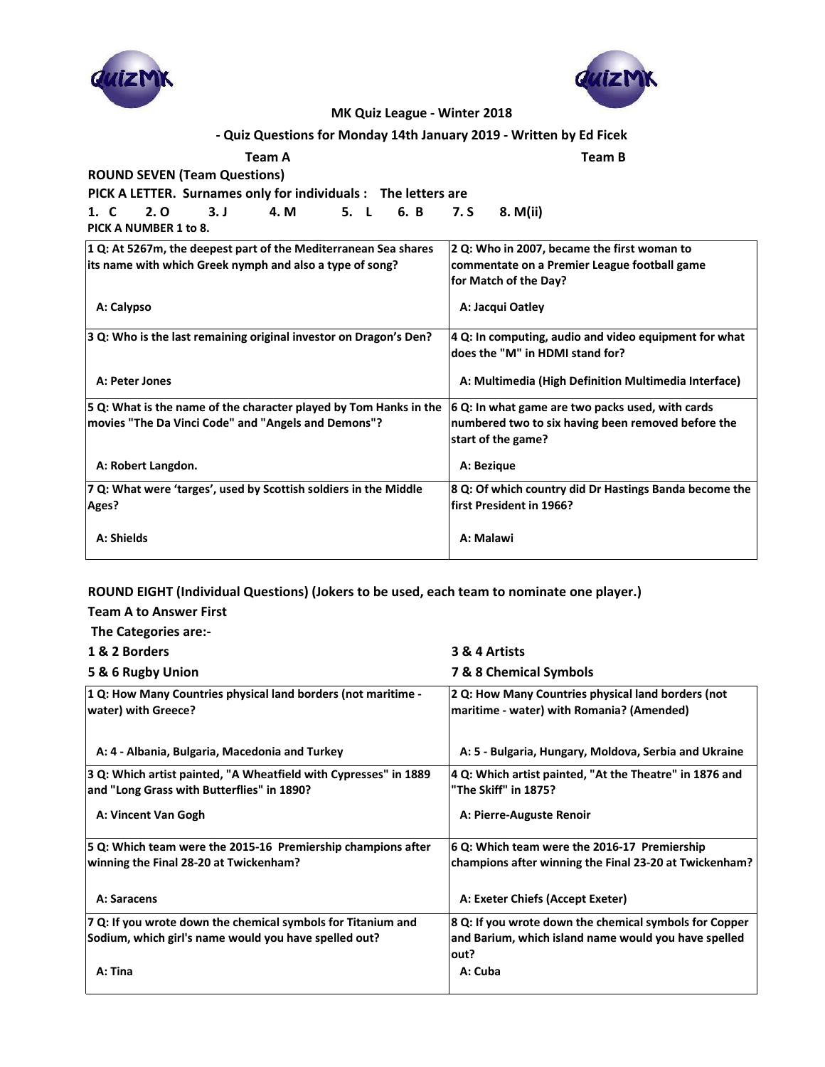MK Quiz League - Winter 2018

- Quiz Questions for Monday 14th January 2019 - Written by Ed Ficek

**Team A** **Team B**

## ROUND SEVEN (Team Questions)

**PICK A LETTER. Surnames only for individuals : The letters are**

**1. C 2. O 3. J 4. M 5. L 6. B 7. S 8. M(ii)**

**PICK A NUMBER 1 to 8.**

| | |
|---|---|
| **1 Q: At 5267m, the deepest part of the Mediterranean Sea shares its name with which Greek nymph and also a type of song?**<br><br>**A: Calypso** | **2 Q: Who in 2007, became the first woman to commentate on a Premier League football game for Match of the Day?**<br><br>**A: Jacqui Oatley** |
| **3 Q: Who is the last remaining original investor on Dragon's Den?**<br><br>**A: Peter Jones** | **4 Q: In computing, audio and video equipment for what does the "M" in HDMI stand for?**<br><br>**A: Multimedia (High Definition Multimedia Interface)** |
| **5 Q: What is the name of the character played by Tom Hanks in the movies "The Da Vinci Code" and "Angels and Demons"?**<br><br>**A: Robert Langdon.** | **6 Q: In what game are two packs used, with cards numbered two to six having been removed before the start of the game?**<br><br>**A: Bezique** |
| **7 Q: What were 'targes', used by Scottish soldiers in the Middle Ages?**<br><br>**A: Shields** | **8 Q: Of which country did Dr Hastings Banda become the first President in 1966?**<br><br>**A: Malawi** |

## ROUND EIGHT (Individual Questions) (Jokers to be used, each team to nominate one player.)

**Team A to Answer First**

**The Categories are:-**

**1 & 2 Borders** **3 & 4 Artists**

**5 & 6 Rugby Union** **7 & 8 Chemical Symbols**

| | |
|---|---|
| **1 Q: How Many Countries physical land borders (not maritime - water) with Greece?**<br><br>**A: 4 - Albania, Bulgaria, Macedonia and Turkey** | **2 Q: How Many Countries physical land borders (not maritime - water) with Romania? (Amended)**<br><br>**A: 5 - Bulgaria, Hungary, Moldova, Serbia and Ukraine** |
| **3 Q: Which artist painted, "A Wheatfield with Cypresses" in 1889 and "Long Grass with Butterflies" in 1890?**<br><br>**A: Vincent Van Gogh** | **4 Q: Which artist painted, "At the Theatre" in 1876 and "The Skiff" in 1875?**<br><br>**A: Pierre-Auguste Renoir** |
| **5 Q: Which team were the 2015-16 Premiership champions after winning the Final 28-20 at Twickenham?**<br><br>**A: Saracens** | **6 Q: Which team were the 2016-17 Premiership champions after winning the Final 23-20 at Twickenham?**<br><br>**A: Exeter Chiefs (Accept Exeter)** |
| **7 Q: If you wrote down the chemical symbols for Titanium and Sodium, which girl's name would you have spelled out?**<br><br>**A: Tina** | **8 Q: If you wrote down the chemical symbols for Copper and Barium, which island name would you have spelled out?**<br><br>**A: Cuba** |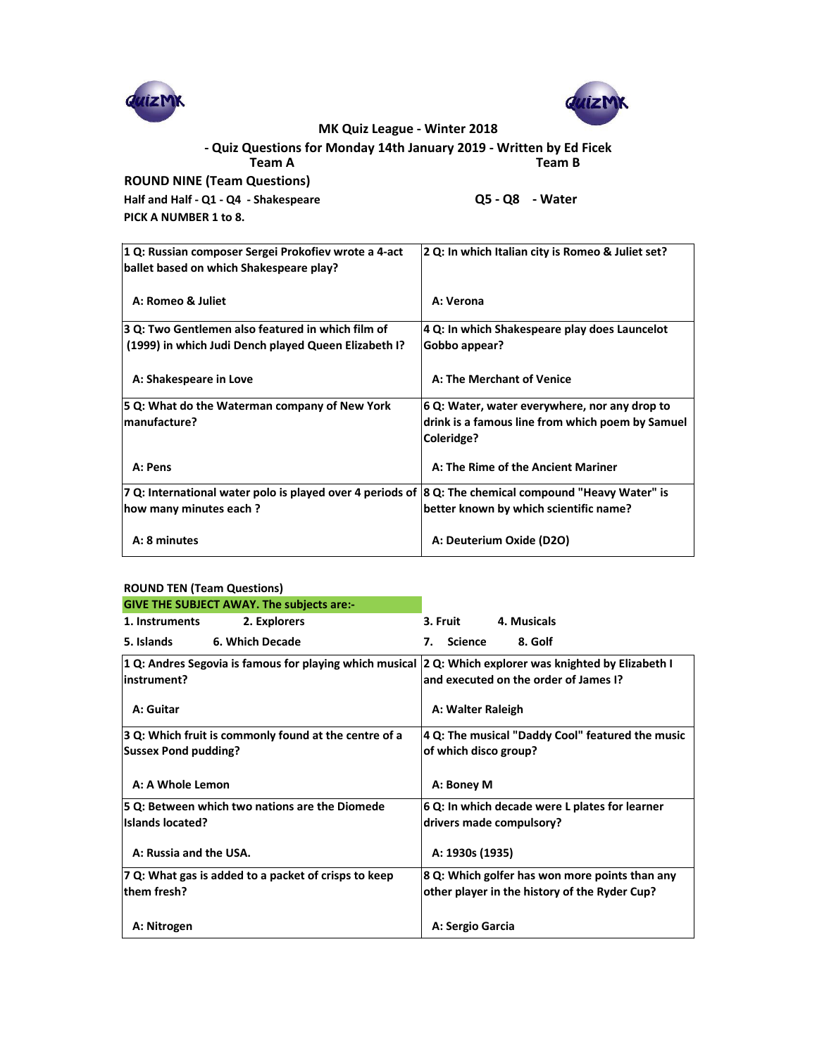MK Quiz League - Winter 2018

- Quiz Questions for Monday 14th January 2019 - Written by Ed Ficek

Team A | Team B

## ROUND NINE (Team Questions)

**Half and Half - Q1 - Q4 - Shakespeare** | **Q5 - Q8 - Water**

**PICK A NUMBER 1 to 8.**

| | |
|---|---|
| **1 Q: Russian composer Sergei Prokofiev wrote a 4-act ballet based on which Shakespeare play?**<br><br>**A: Romeo & Juliet** | **2 Q: In which Italian city is Romeo & Juliet set?**<br><br>**A: Verona** |
| **3 Q: Two Gentlemen also featured in which film of (1999) in which Judi Dench played Queen Elizabeth I?**<br><br>**A: Shakespeare in Love** | **4 Q: In which Shakespeare play does Launcelot Gobbo appear?**<br><br>**A: The Merchant of Venice** |
| **5 Q: What do the Waterman company of New York manufacture?**<br><br>**A: Pens** | **6 Q: Water, water everywhere, nor any drop to drink is a famous line from which poem by Samuel Coleridge?**<br><br>**A: The Rime of the Ancient Mariner** |
| **7 Q: International water polo is played over 4 periods of how many minutes each ?**<br><br>**A: 8 minutes** | **8 Q: The chemical compound "Heavy Water" is better known by which scientific name?**<br><br>**A: Deuterium Oxide ($D_2O$)** |

## ROUND TEN (Team Questions)

**GIVE THE SUBJECT AWAY. The subjects are:-**

**1. Instruments 2. Explorers 3. Fruit 4. Musicals**

**5. Islands 6. Which Decade 7. Science 8. Golf**

| | |
|---|---|
| **1 Q: Andres Segovia is famous for playing which musical instrument?**<br><br>**A: Guitar** | **2 Q: Which explorer was knighted by Elizabeth I and executed on the order of James I?**<br><br>**A: Walter Raleigh** |
| **3 Q: Which fruit is commonly found at the centre of a Sussex Pond pudding?**<br><br>**A: A Whole Lemon** | **4 Q: The musical "Daddy Cool" featured the music of which disco group?**<br><br>**A: Boney M** |
| **5 Q: Between which two nations are the Diomede Islands located?**<br><br>**A: Russia and the USA.** | **6 Q: In which decade were L plates for learner drivers made compulsory?**<br><br>**A: 1930s (1935)** |
| **7 Q: What gas is added to a packet of crisps to keep them fresh?**<br><br>**A: Nitrogen** | **8 Q: Which golfer has won more points than any other player in the history of the Ryder Cup?**<br><br>**A: Sergio Garcia** |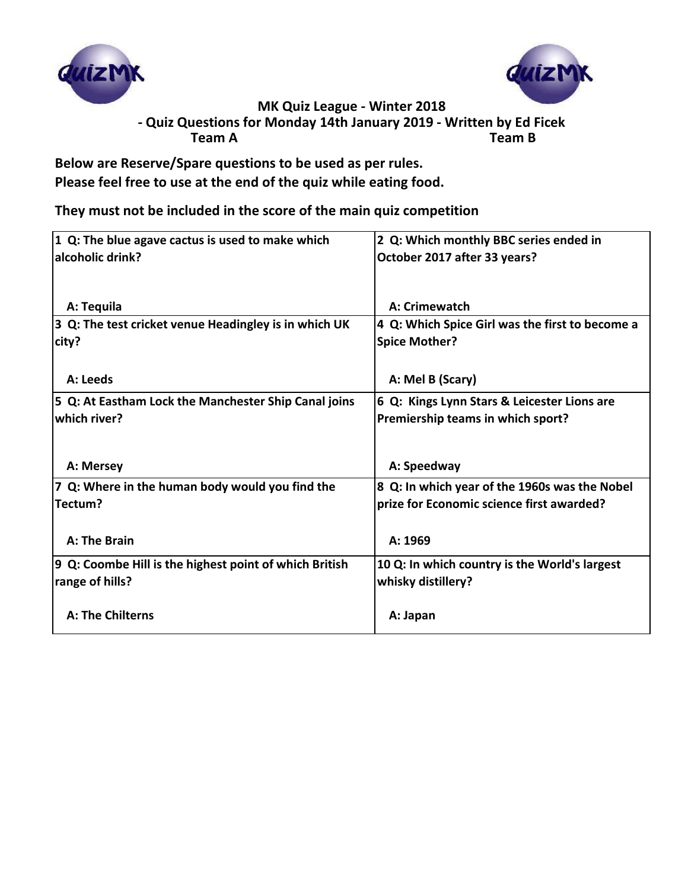**MK Quiz League - Winter 2018**
**- Quiz Questions for Monday 14th January 2019 - Written by Ed Ficek**

**Team A** **Team B**

**Below are Reserve/Spare questions to be used as per rules.**
**Please feel free to use at the end of the quiz while eating food.**

**They must not be included in the score of the main quiz competition**

| | |
|---|---|
| **1 Q: The blue agave cactus is used to make which alcoholic drink?**<br><br>**A: Tequila** | **2 Q: Which monthly BBC series ended in October 2017 after 33 years?**<br><br>**A: Crimewatch** |
| **3 Q: The test cricket venue Headingley is in which UK city?**<br><br>**A: Leeds** | **4 Q: Which Spice Girl was the first to become a Spice Mother?**<br><br>**A: Mel B (Scary)** |
| **5 Q: At Eastham Lock the Manchester Ship Canal joins which river?**<br><br>**A: Mersey** | **6 Q: Kings Lynn Stars & Leicester Lions are Premiership teams in which sport?**<br><br>**A: Speedway** |
| **7 Q: Where in the human body would you find the Tectum?**<br><br>**A: The Brain** | **8 Q: In which year of the 1960s was the Nobel prize for Economic science first awarded?**<br><br>**A: 1969** |
| **9 Q: Coombe Hill is the highest point of which British range of hills?**<br><br>**A: The Chilterns** | **10 Q: In which country is the World's largest whisky distillery?**<br><br>**A: Japan** |